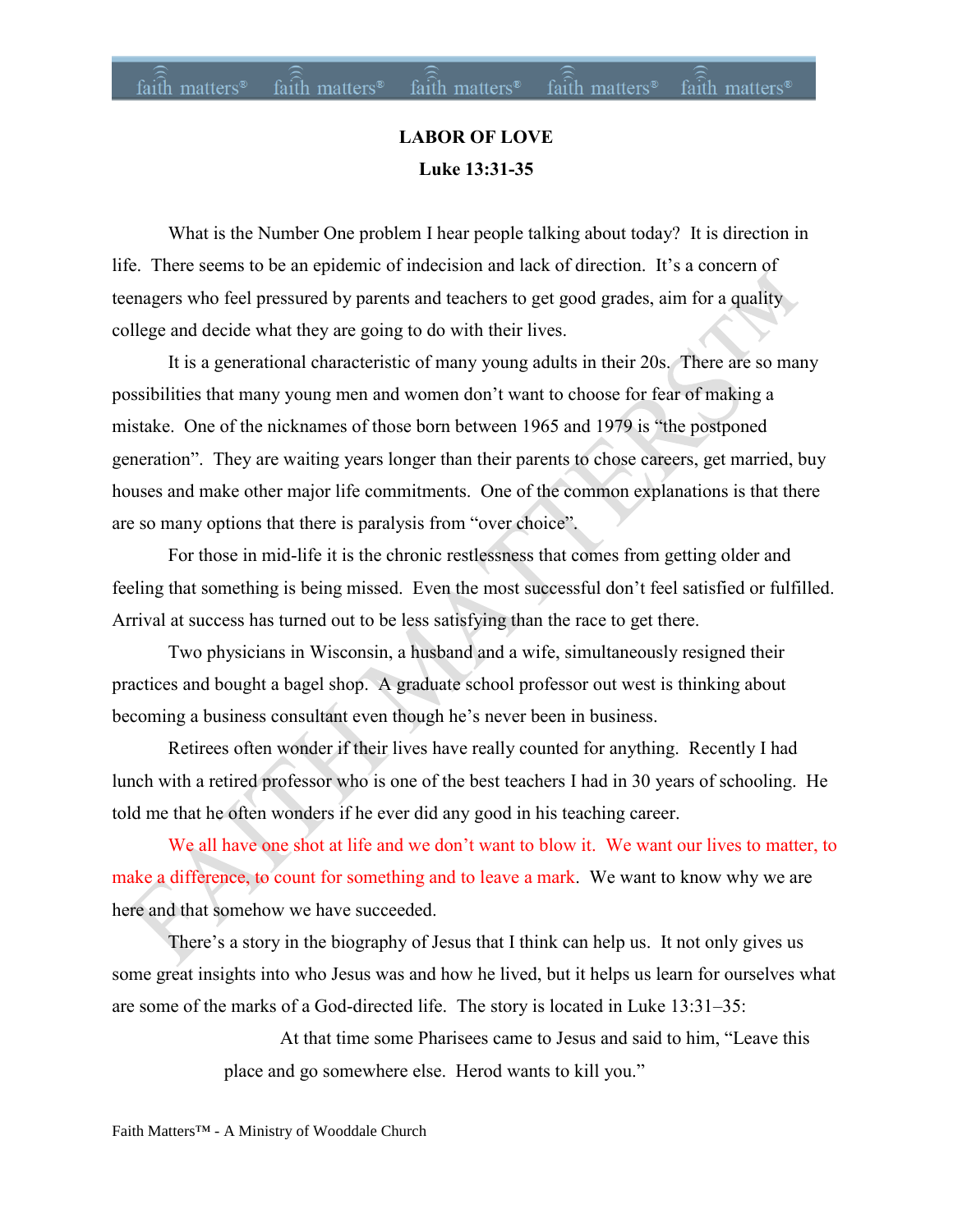# LABOR OF LOVE

## Luke 13:31-35

What is the Number One problem I hear people talking about today? It is direction in life. There seems to be an epidemic of indecision and lack of direction. It's a concern of teenagers who feel pressured by parents and teachers to get good grades, aim for a quality college and decide what they are going to do with their lives.

It is a generational characteristic of many young adults in their 20s. There are so many possibilities that many young men and women don't want to choose for fear of making a mistake. One of the nicknames of those born between 1965 and 1979 is "the postponed generation". They are waiting years longer than their parents to chose careers, get married, buy houses and make other major life commitments. One of the common explanations is that there are so many options that there is paralysis from "over choice".

For those in mid-life it is the chronic restlessness that comes from getting older and feeling that something is being missed. Even the most successful don't feel satisfied or fulfilled. Arrival at success has turned out to be less satisfying than the race to get there.

Two physicians in Wisconsin, a husband and a wife, simultaneously resigned their practices and bought a bagel shop. A graduate school professor out west is thinking about becoming a business consultant even though he's never been in business.

Retirees often wonder if their lives have really counted for anything. Recently I had lunch with a retired professor who is one of the best teachers I had in 30 years of schooling. He told me that he often wonders if he ever did any good in his teaching career.

We all have one shot at life and we don't want to blow it. We want our lives to matter, to make a difference, to count for something and to leave a mark. We want to know why we are here and that somehow we have succeeded.

There's a story in the biography of Jesus that I think can help us. It not only gives us some great insights into who Jesus was and how he lived, but it helps us learn for ourselves what are some of the marks of a God-directed life. The story is located in Luke 13:31–35:

> At that time some Pharisees came to Jesus and said to him, "Leave this place and go somewhere else. Herod wants to kill you."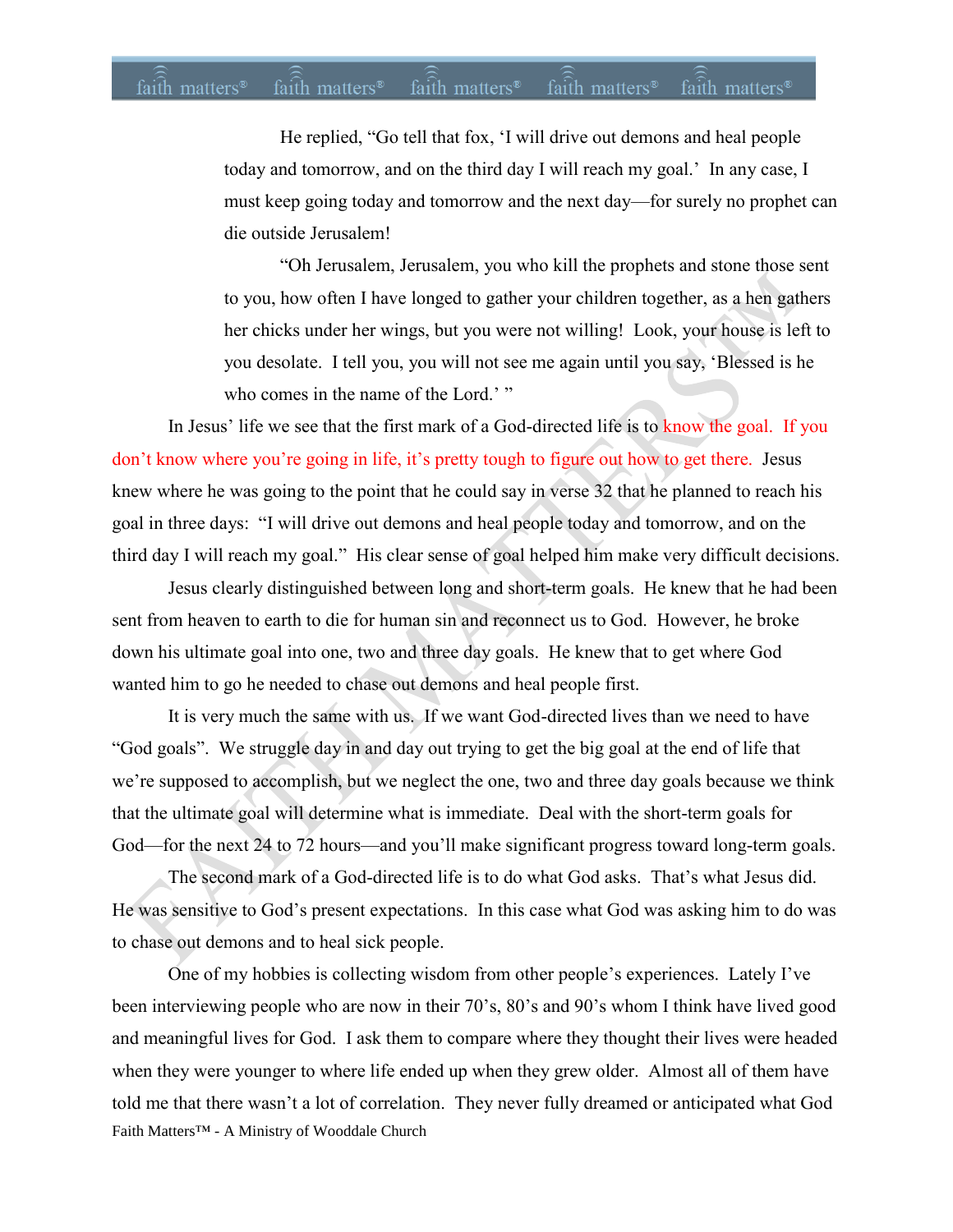> He replied, "Go tell that fox, 'I will drive out demons and heal people today and tomorrow, and on the third day I will reach my goal.' In any case, I must keep going today and tomorrow and the next day—for surely no prophet can die outside Jerusalem!
>
> "Oh Jerusalem, Jerusalem, you who kill the prophets and stone those sent to you, how often I have longed to gather your children together, as a hen gathers her chicks under her wings, but you were not willing! Look, your house is left to you desolate. I tell you, you will not see me again until you say, 'Blessed is he who comes in the name of the Lord.' "

In Jesus' life we see that the first mark of a God-directed life is to know the goal. If you don't know where you're going in life, it's pretty tough to figure out how to get there. Jesus knew where he was going to the point that he could say in verse 32 that he planned to reach his goal in three days: "I will drive out demons and heal people today and tomorrow, and on the third day I will reach my goal." His clear sense of goal helped him make very difficult decisions.

Jesus clearly distinguished between long and short-term goals. He knew that he had been sent from heaven to earth to die for human sin and reconnect us to God. However, he broke down his ultimate goal into one, two and three day goals. He knew that to get where God wanted him to go he needed to chase out demons and heal people first.

It is very much the same with us. If we want God-directed lives than we need to have "God goals". We struggle day in and day out trying to get the big goal at the end of life that we're supposed to accomplish, but we neglect the one, two and three day goals because we think that the ultimate goal will determine what is immediate. Deal with the short-term goals for God—for the next 24 to 72 hours—and you'll make significant progress toward long-term goals.

The second mark of a God-directed life is to do what God asks. That's what Jesus did. He was sensitive to God's present expectations. In this case what God was asking him to do was to chase out demons and to heal sick people.

One of my hobbies is collecting wisdom from other people's experiences. Lately I've been interviewing people who are now in their 70's, 80's and 90's whom I think have lived good and meaningful lives for God. I ask them to compare where they thought their lives were headed when they were younger to where life ended up when they grew older. Almost all of them have told me that there wasn't a lot of correlation. They never fully dreamed or anticipated what God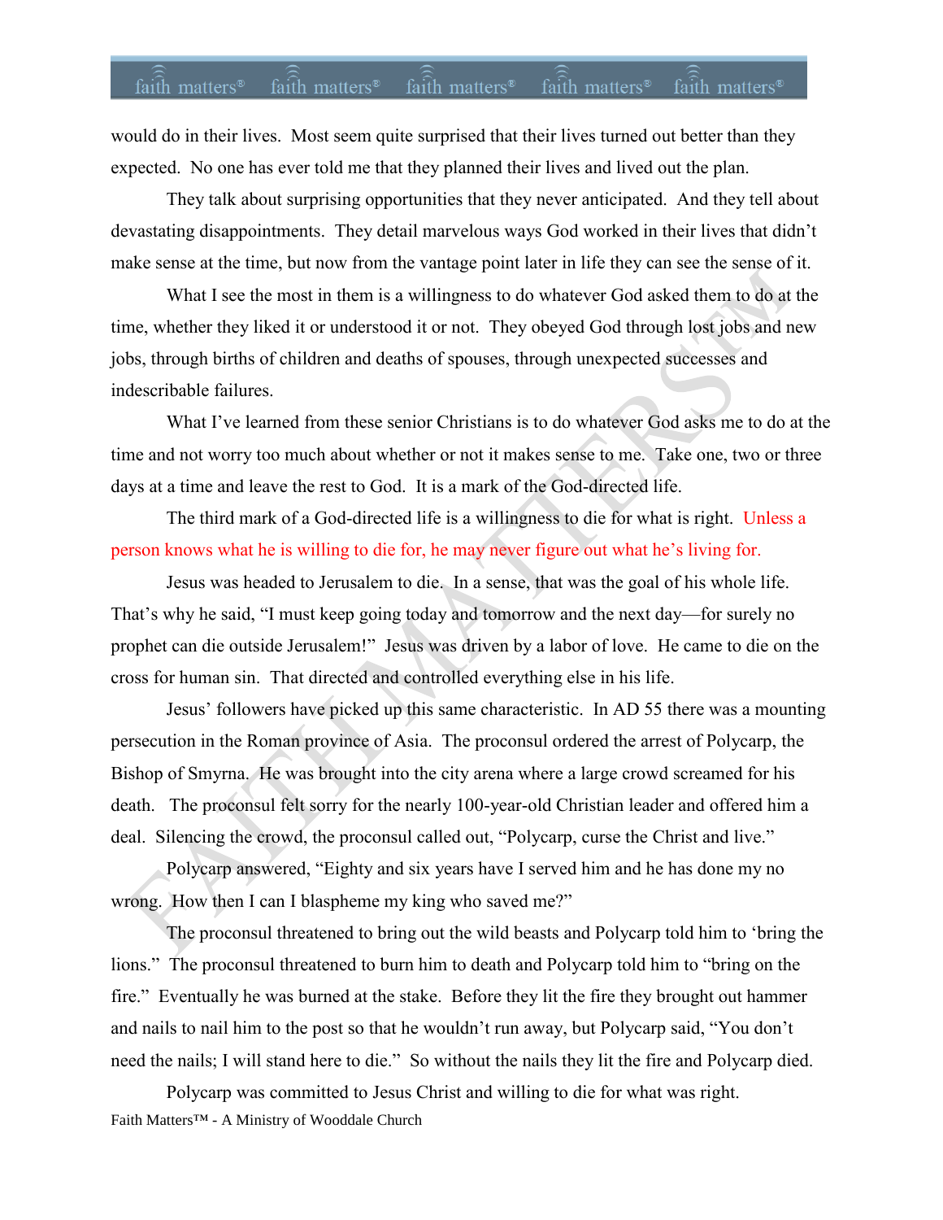would do in their lives. Most seem quite surprised that their lives turned out better than they expected. No one has ever told me that they planned their lives and lived out the plan.

They talk about surprising opportunities that they never anticipated. And they tell about devastating disappointments. They detail marvelous ways God worked in their lives that didn't make sense at the time, but now from the vantage point later in life they can see the sense of it.

What I see the most in them is a willingness to do whatever God asked them to do at the time, whether they liked it or understood it or not. They obeyed God through lost jobs and new jobs, through births of children and deaths of spouses, through unexpected successes and indescribable failures.

What I've learned from these senior Christians is to do whatever God asks me to do at the time and not worry too much about whether or not it makes sense to me. Take one, two or three days at a time and leave the rest to God. It is a mark of the God-directed life.

The third mark of a God-directed life is a willingness to die for what is right. Unless a person knows what he is willing to die for, he may never figure out what he's living for.

Jesus was headed to Jerusalem to die. In a sense, that was the goal of his whole life. That's why he said, "I must keep going today and tomorrow and the next day—for surely no prophet can die outside Jerusalem!" Jesus was driven by a labor of love. He came to die on the cross for human sin. That directed and controlled everything else in his life.

Jesus' followers have picked up this same characteristic. In AD 55 there was a mounting persecution in the Roman province of Asia. The proconsul ordered the arrest of Polycarp, the Bishop of Smyrna. He was brought into the city arena where a large crowd screamed for his death. The proconsul felt sorry for the nearly 100-year-old Christian leader and offered him a deal. Silencing the crowd, the proconsul called out, "Polycarp, curse the Christ and live."

Polycarp answered, "Eighty and six years have I served him and he has done my no wrong. How then I can I blaspheme my king who saved me?"

The proconsul threatened to bring out the wild beasts and Polycarp told him to 'bring the lions." The proconsul threatened to burn him to death and Polycarp told him to "bring on the fire." Eventually he was burned at the stake. Before they lit the fire they brought out hammer and nails to nail him to the post so that he wouldn't run away, but Polycarp said, "You don't need the nails; I will stand here to die." So without the nails they lit the fire and Polycarp died.

Polycarp was committed to Jesus Christ and willing to die for what was right.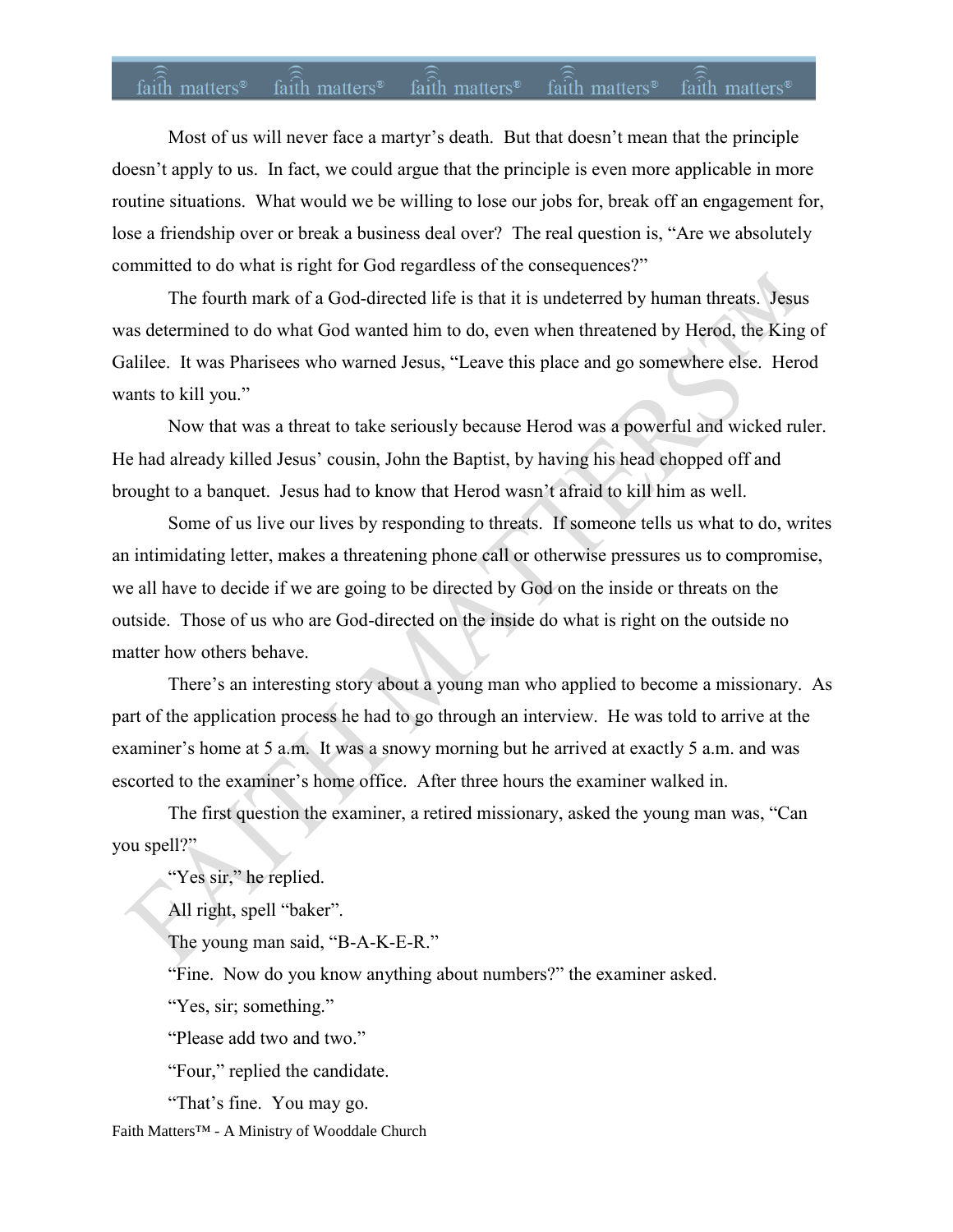Most of us will never face a martyr's death. But that doesn't mean that the principle doesn't apply to us. In fact, we could argue that the principle is even more applicable in more routine situations. What would we be willing to lose our jobs for, break off an engagement for, lose a friendship over or break a business deal over? The real question is, "Are we absolutely committed to do what is right for God regardless of the consequences?"

The fourth mark of a God-directed life is that it is undeterred by human threats. Jesus was determined to do what God wanted him to do, even when threatened by Herod, the King of Galilee. It was Pharisees who warned Jesus, "Leave this place and go somewhere else. Herod wants to kill you."

Now that was a threat to take seriously because Herod was a powerful and wicked ruler. He had already killed Jesus' cousin, John the Baptist, by having his head chopped off and brought to a banquet. Jesus had to know that Herod wasn't afraid to kill him as well.

Some of us live our lives by responding to threats. If someone tells us what to do, writes an intimidating letter, makes a threatening phone call or otherwise pressures us to compromise, we all have to decide if we are going to be directed by God on the inside or threats on the outside. Those of us who are God-directed on the inside do what is right on the outside no matter how others behave.

There's an interesting story about a young man who applied to become a missionary. As part of the application process he had to go through an interview. He was told to arrive at the examiner's home at 5 a.m. It was a snowy morning but he arrived at exactly 5 a.m. and was escorted to the examiner's home office. After three hours the examiner walked in.

The first question the examiner, a retired missionary, asked the young man was, "Can you spell?"

"Yes sir," he replied.

All right, spell "baker".

The young man said, "B-A-K-E-R."

"Fine. Now do you know anything about numbers?" the examiner asked.

"Yes, sir; something."

"Please add two and two."

"Four," replied the candidate.

"That's fine. You may go.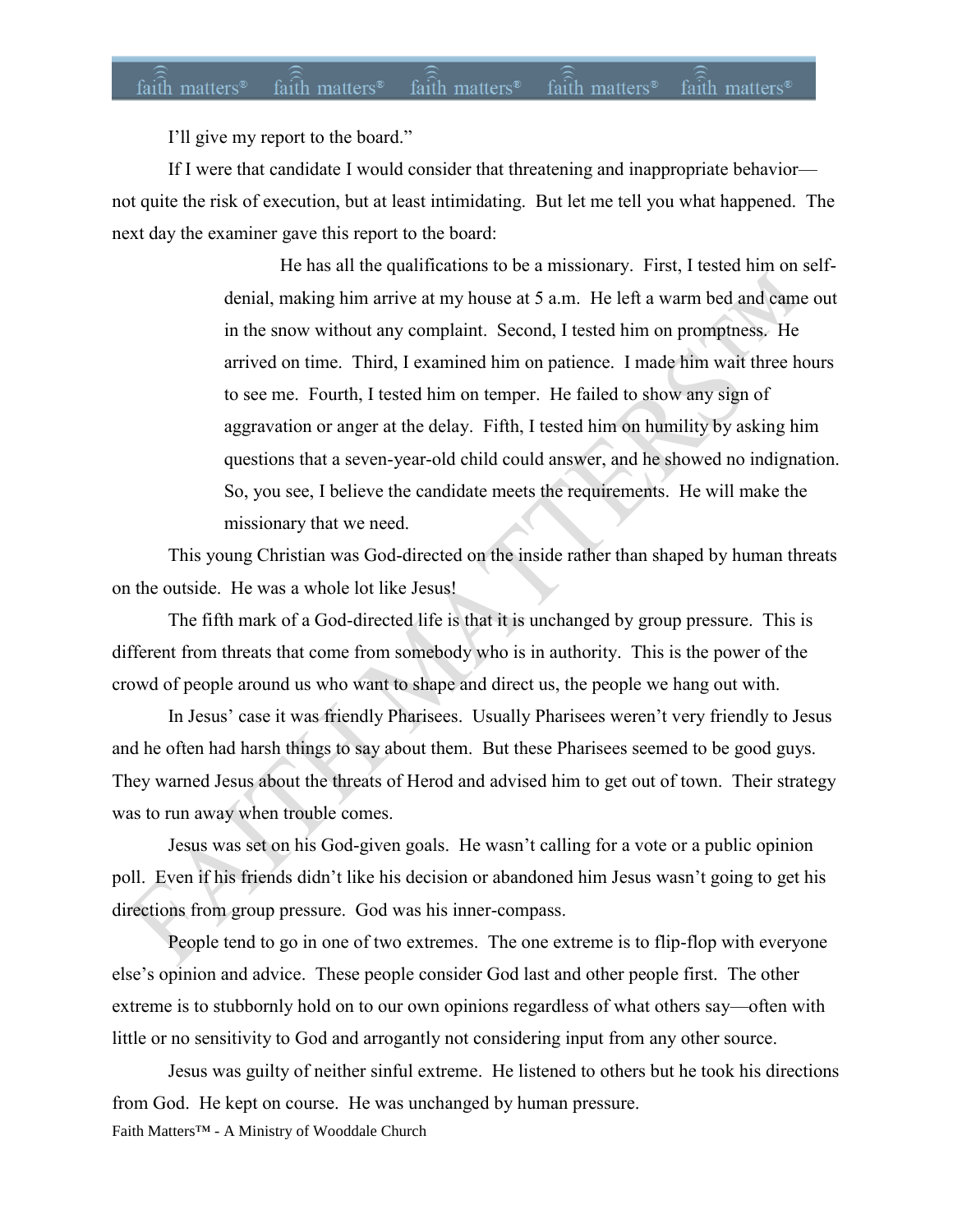I'll give my report to the board."

If I were that candidate I would consider that threatening and inappropriate behavior—not quite the risk of execution, but at least intimidating. But let me tell you what happened. The next day the examiner gave this report to the board:

> He has all the qualifications to be a missionary. First, I tested him on self-denial, making him arrive at my house at 5 a.m. He left a warm bed and came out in the snow without any complaint. Second, I tested him on promptness. He arrived on time. Third, I examined him on patience. I made him wait three hours to see me. Fourth, I tested him on temper. He failed to show any sign of aggravation or anger at the delay. Fifth, I tested him on humility by asking him questions that a seven-year-old child could answer, and he showed no indignation. So, you see, I believe the candidate meets the requirements. He will make the missionary that we need.

This young Christian was God-directed on the inside rather than shaped by human threats on the outside. He was a whole lot like Jesus!

The fifth mark of a God-directed life is that it is unchanged by group pressure. This is different from threats that come from somebody who is in authority. This is the power of the crowd of people around us who want to shape and direct us, the people we hang out with.

In Jesus' case it was friendly Pharisees. Usually Pharisees weren't very friendly to Jesus and he often had harsh things to say about them. But these Pharisees seemed to be good guys. They warned Jesus about the threats of Herod and advised him to get out of town. Their strategy was to run away when trouble comes.

Jesus was set on his God-given goals. He wasn't calling for a vote or a public opinion poll. Even if his friends didn't like his decision or abandoned him Jesus wasn't going to get his directions from group pressure. God was his inner-compass.

People tend to go in one of two extremes. The one extreme is to flip-flop with everyone else's opinion and advice. These people consider God last and other people first. The other extreme is to stubbornly hold on to our own opinions regardless of what others say—often with little or no sensitivity to God and arrogantly not considering input from any other source.

Jesus was guilty of neither sinful extreme. He listened to others but he took his directions from God. He kept on course. He was unchanged by human pressure.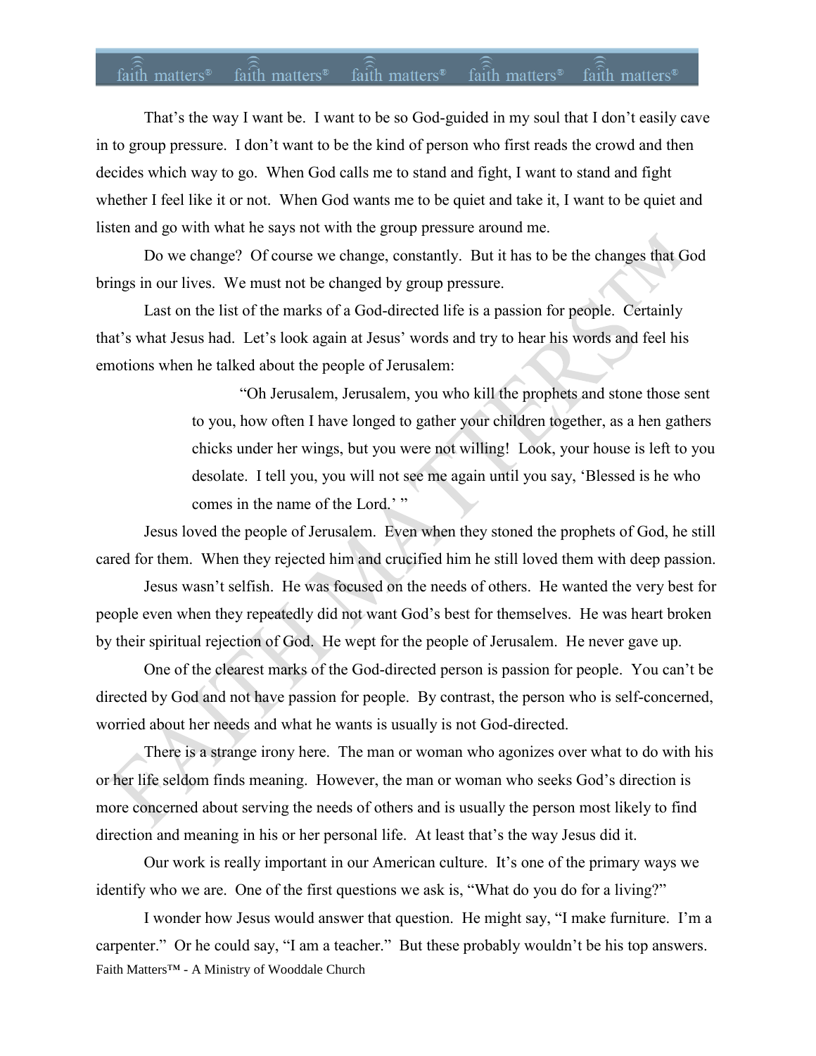That's the way I want be. I want to be so God-guided in my soul that I don't easily cave in to group pressure. I don't want to be the kind of person who first reads the crowd and then decides which way to go. When God calls me to stand and fight, I want to stand and fight whether I feel like it or not. When God wants me to be quiet and take it, I want to be quiet and listen and go with what he says not with the group pressure around me.

Do we change? Of course we change, constantly. But it has to be the changes that God brings in our lives. We must not be changed by group pressure.

Last on the list of the marks of a God-directed life is a passion for people. Certainly that's what Jesus had. Let's look again at Jesus' words and try to hear his words and feel his emotions when he talked about the people of Jerusalem:

> "Oh Jerusalem, Jerusalem, you who kill the prophets and stone those sent to you, how often I have longed to gather your children together, as a hen gathers chicks under her wings, but you were not willing! Look, your house is left to you desolate. I tell you, you will not see me again until you say, 'Blessed is he who comes in the name of the Lord.' "

Jesus loved the people of Jerusalem. Even when they stoned the prophets of God, he still cared for them. When they rejected him and crucified him he still loved them with deep passion.

Jesus wasn't selfish. He was focused on the needs of others. He wanted the very best for people even when they repeatedly did not want God's best for themselves. He was heart broken by their spiritual rejection of God. He wept for the people of Jerusalem. He never gave up.

One of the clearest marks of the God-directed person is passion for people. You can't be directed by God and not have passion for people. By contrast, the person who is self-concerned, worried about her needs and what he wants is usually is not God-directed.

There is a strange irony here. The man or woman who agonizes over what to do with his or her life seldom finds meaning. However, the man or woman who seeks God's direction is more concerned about serving the needs of others and is usually the person most likely to find direction and meaning in his or her personal life. At least that's the way Jesus did it.

Our work is really important in our American culture. It's one of the primary ways we identify who we are. One of the first questions we ask is, "What do you do for a living?"

I wonder how Jesus would answer that question. He might say, "I make furniture. I'm a carpenter." Or he could say, "I am a teacher." But these probably wouldn't be his top answers.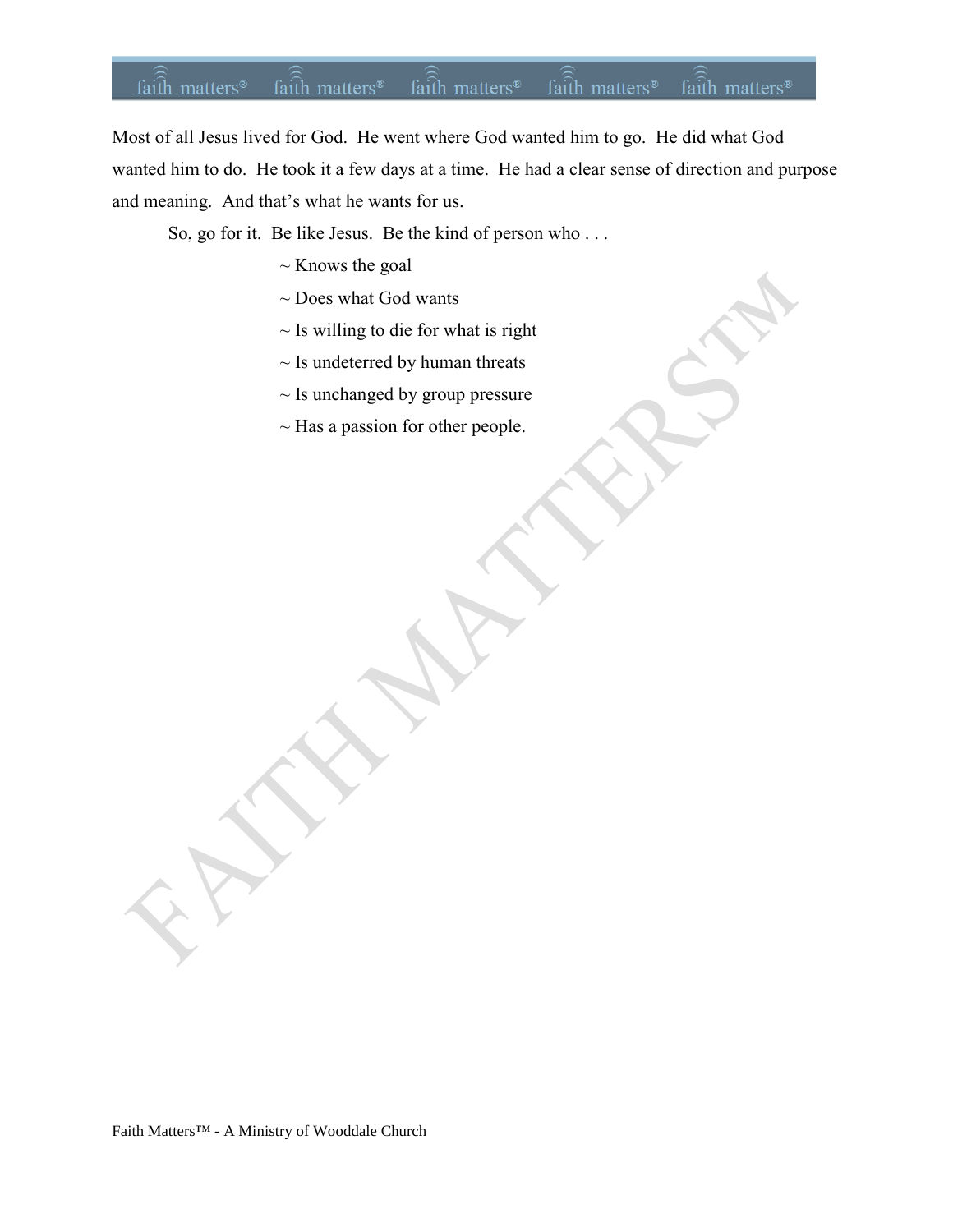Most of all Jesus lived for God. He went where God wanted him to go. He did what God wanted him to do. He took it a few days at a time. He had a clear sense of direction and purpose and meaning. And that's what he wants for us.

So, go for it. Be like Jesus. Be the kind of person who . . .

~ Knows the goal

~ Does what God wants

~ Is willing to die for what is right

~ Is undeterred by human threats

~ Is unchanged by group pressure

~ Has a passion for other people.